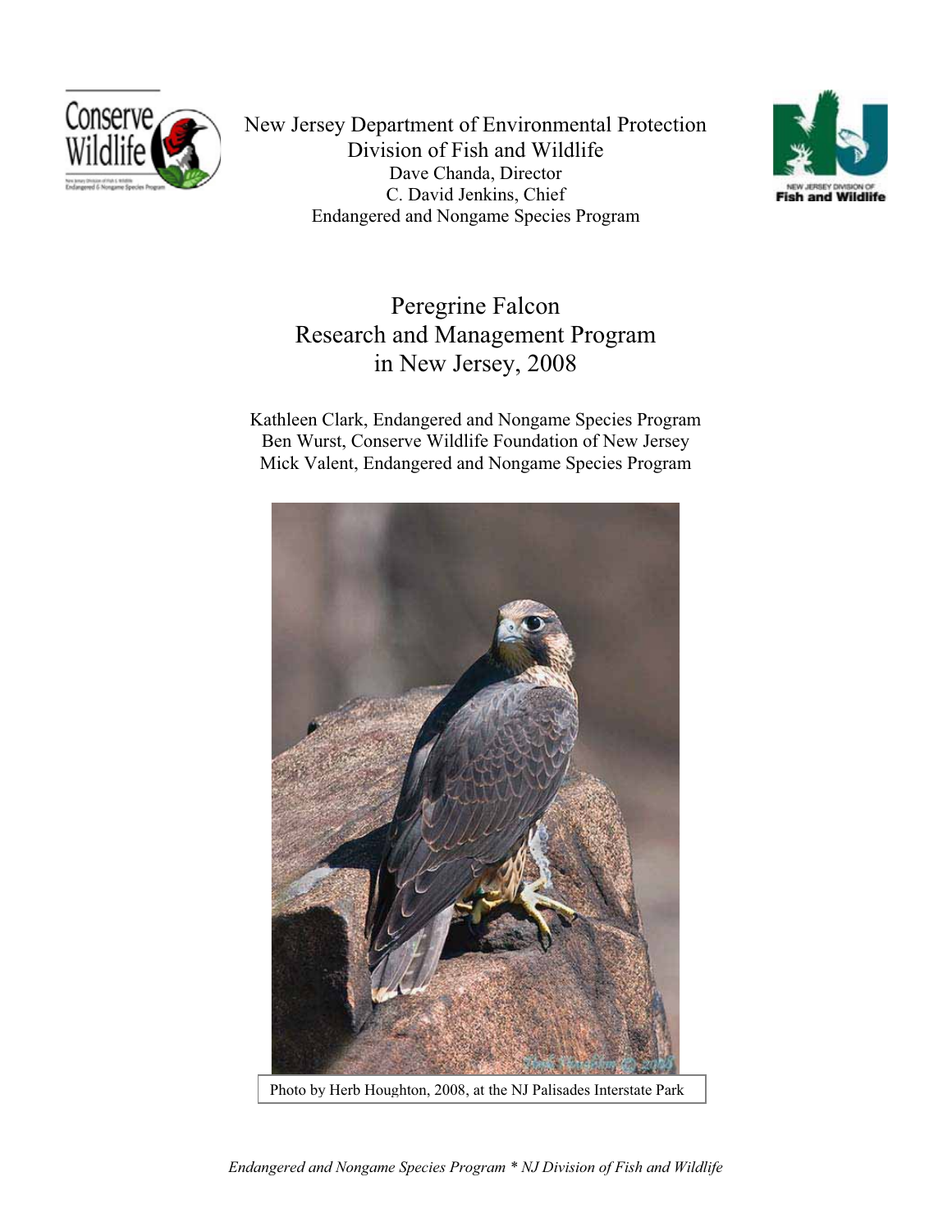New Jersey Department of Environmental Protection
Division of Fish and Wildlife
Dave Chanda, Director
C. David Jenkins, Chief
Endangered and Nongame Species Program

# Peregrine Falcon Research and Management Program in New Jersey, 2008

Kathleen Clark, Endangered and Nongame Species Program
Ben Wurst, Conserve Wildlife Foundation of New Jersey
Mick Valent, Endangered and Nongame Species Program

Photo by Herb Houghton, 2008, at the NJ Palisades Interstate Park

*Endangered and Nongame Species Program * NJ Division of Fish and Wildlife*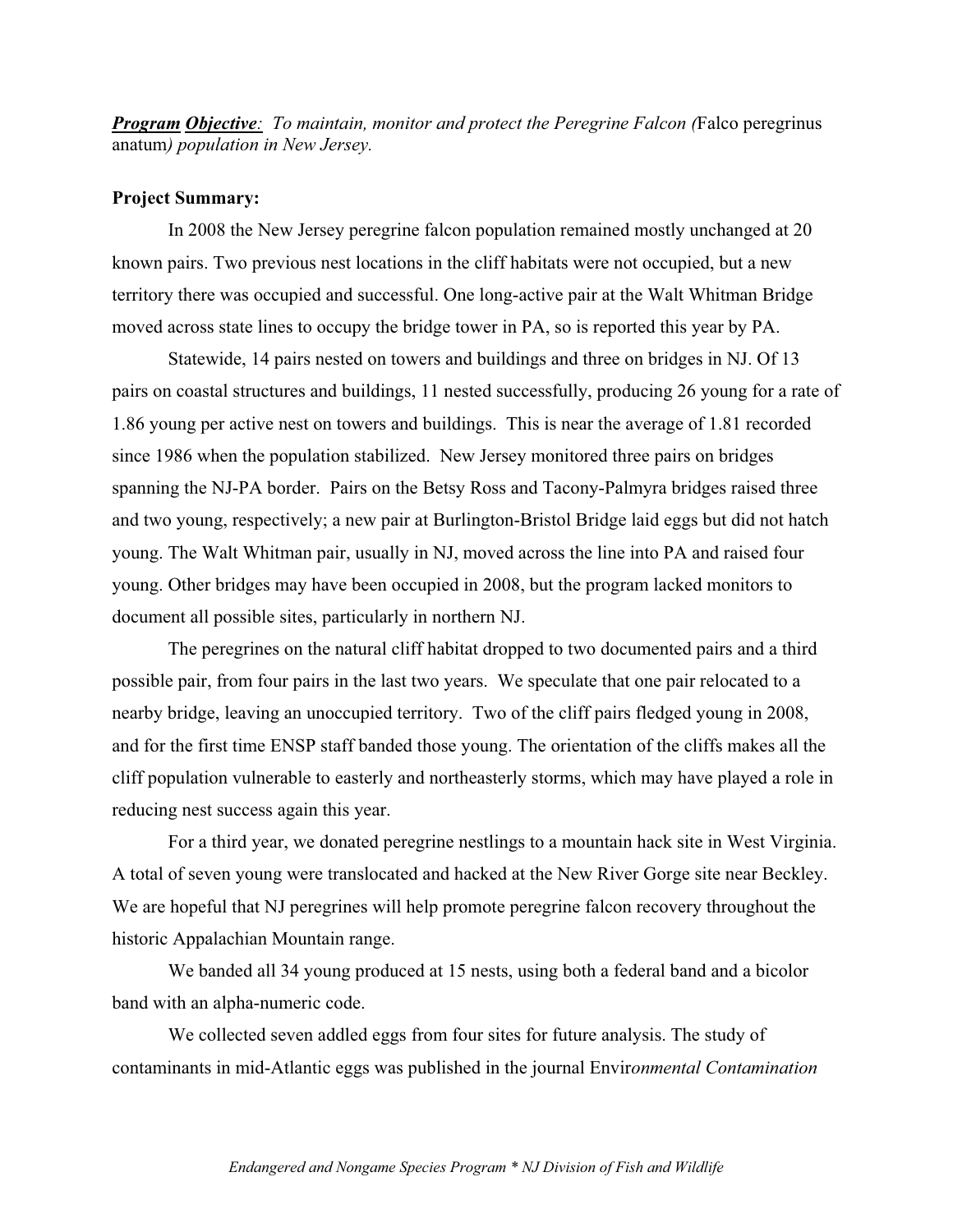***Program Objective**: To maintain, monitor and protect the Peregrine Falcon (*Falco peregrinus anatum*) population in New Jersey.*

**Project Summary:**

In 2008 the New Jersey peregrine falcon population remained mostly unchanged at 20 known pairs. Two previous nest locations in the cliff habitats were not occupied, but a new territory there was occupied and successful. One long-active pair at the Walt Whitman Bridge moved across state lines to occupy the bridge tower in PA, so is reported this year by PA.

Statewide, 14 pairs nested on towers and buildings and three on bridges in NJ. Of 13 pairs on coastal structures and buildings, 11 nested successfully, producing 26 young for a rate of 1.86 young per active nest on towers and buildings. This is near the average of 1.81 recorded since 1986 when the population stabilized. New Jersey monitored three pairs on bridges spanning the NJ-PA border. Pairs on the Betsy Ross and Tacony-Palmyra bridges raised three and two young, respectively; a new pair at Burlington-Bristol Bridge laid eggs but did not hatch young. The Walt Whitman pair, usually in NJ, moved across the line into PA and raised four young. Other bridges may have been occupied in 2008, but the program lacked monitors to document all possible sites, particularly in northern NJ.

The peregrines on the natural cliff habitat dropped to two documented pairs and a third possible pair, from four pairs in the last two years. We speculate that one pair relocated to a nearby bridge, leaving an unoccupied territory. Two of the cliff pairs fledged young in 2008, and for the first time ENSP staff banded those young. The orientation of the cliffs makes all the cliff population vulnerable to easterly and northeasterly storms, which may have played a role in reducing nest success again this year.

For a third year, we donated peregrine nestlings to a mountain hack site in West Virginia. A total of seven young were translocated and hacked at the New River Gorge site near Beckley. We are hopeful that NJ peregrines will help promote peregrine falcon recovery throughout the historic Appalachian Mountain range.

We banded all 34 young produced at 15 nests, using both a federal band and a bicolor band with an alpha-numeric code.

We collected seven addled eggs from four sites for future analysis. The study of contaminants in mid-Atlantic eggs was published in the journal Envir*onmental Contamination*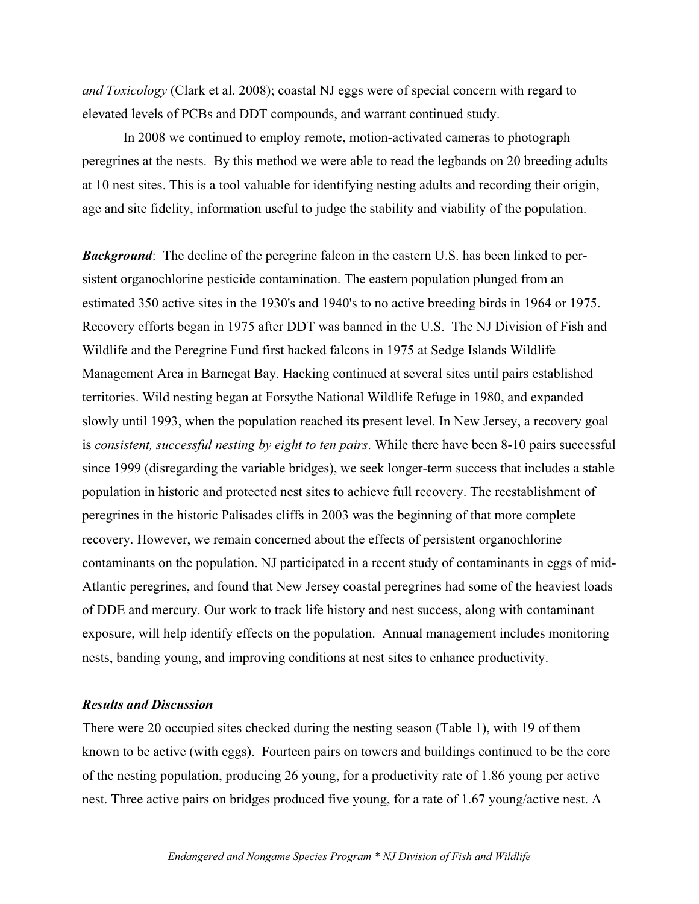*and Toxicology* (Clark et al. 2008); coastal NJ eggs were of special concern with regard to elevated levels of PCBs and DDT compounds, and warrant continued study.

In 2008 we continued to employ remote, motion-activated cameras to photograph peregrines at the nests. By this method we were able to read the legbands on 20 breeding adults at 10 nest sites. This is a tool valuable for identifying nesting adults and recording their origin, age and site fidelity, information useful to judge the stability and viability of the population.

***Background***: The decline of the peregrine falcon in the eastern U.S. has been linked to persistent organochlorine pesticide contamination. The eastern population plunged from an estimated 350 active sites in the 1930's and 1940's to no active breeding birds in 1964 or 1975. Recovery efforts began in 1975 after DDT was banned in the U.S. The NJ Division of Fish and Wildlife and the Peregrine Fund first hacked falcons in 1975 at Sedge Islands Wildlife Management Area in Barnegat Bay. Hacking continued at several sites until pairs established territories. Wild nesting began at Forsythe National Wildlife Refuge in 1980, and expanded slowly until 1993, when the population reached its present level. In New Jersey, a recovery goal is *consistent, successful nesting by eight to ten pairs*. While there have been 8-10 pairs successful since 1999 (disregarding the variable bridges), we seek longer-term success that includes a stable population in historic and protected nest sites to achieve full recovery. The reestablishment of peregrines in the historic Palisades cliffs in 2003 was the beginning of that more complete recovery. However, we remain concerned about the effects of persistent organochlorine contaminants on the population. NJ participated in a recent study of contaminants in eggs of mid-Atlantic peregrines, and found that New Jersey coastal peregrines had some of the heaviest loads of DDE and mercury. Our work to track life history and nest success, along with contaminant exposure, will help identify effects on the population. Annual management includes monitoring nests, banding young, and improving conditions at nest sites to enhance productivity.

***Results and Discussion***

There were 20 occupied sites checked during the nesting season (Table 1), with 19 of them known to be active (with eggs). Fourteen pairs on towers and buildings continued to be the core of the nesting population, producing 26 young, for a productivity rate of 1.86 young per active nest. Three active pairs on bridges produced five young, for a rate of 1.67 young/active nest. A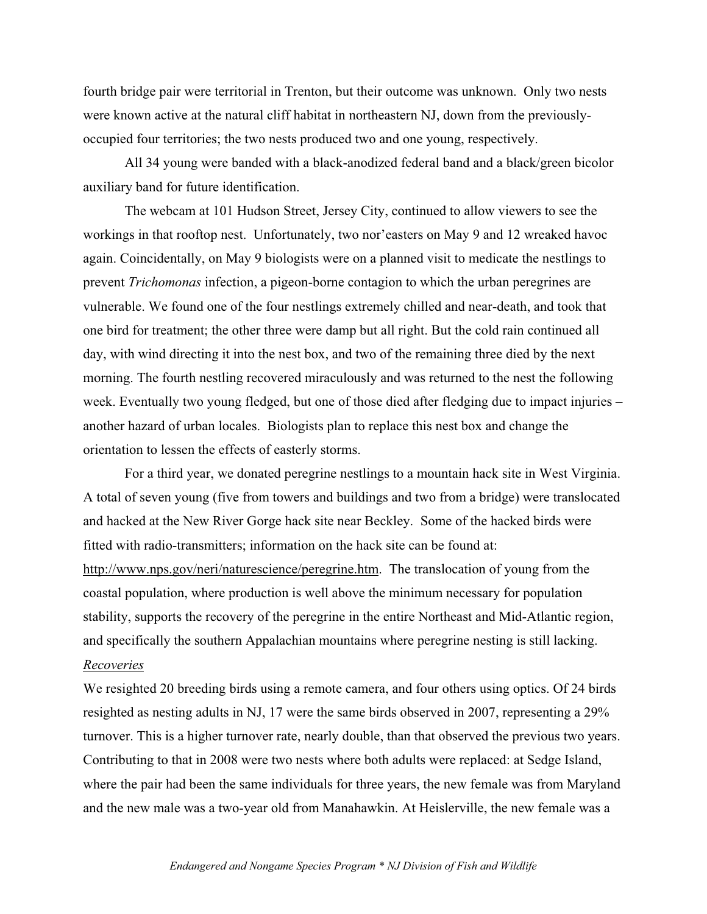fourth bridge pair were territorial in Trenton, but their outcome was unknown. Only two nests were known active at the natural cliff habitat in northeastern NJ, down from the previously-occupied four territories; the two nests produced two and one young, respectively.

All 34 young were banded with a black-anodized federal band and a black/green bicolor auxiliary band for future identification.

The webcam at 101 Hudson Street, Jersey City, continued to allow viewers to see the workings in that rooftop nest. Unfortunately, two nor'easters on May 9 and 12 wreaked havoc again. Coincidentally, on May 9 biologists were on a planned visit to medicate the nestlings to prevent *Trichomonas* infection, a pigeon-borne contagion to which the urban peregrines are vulnerable. We found one of the four nestlings extremely chilled and near-death, and took that one bird for treatment; the other three were damp but all right. But the cold rain continued all day, with wind directing it into the nest box, and two of the remaining three died by the next morning. The fourth nestling recovered miraculously and was returned to the nest the following week. Eventually two young fledged, but one of those died after fledging due to impact injuries – another hazard of urban locales. Biologists plan to replace this nest box and change the orientation to lessen the effects of easterly storms.

For a third year, we donated peregrine nestlings to a mountain hack site in West Virginia. A total of seven young (five from towers and buildings and two from a bridge) were translocated and hacked at the New River Gorge hack site near Beckley. Some of the hacked birds were fitted with radio-transmitters; information on the hack site can be found at: http://www.nps.gov/neri/naturescience/peregrine.htm. The translocation of young from the coastal population, where production is well above the minimum necessary for population stability, supports the recovery of the peregrine in the entire Northeast and Mid-Atlantic region, and specifically the southern Appalachian mountains where peregrine nesting is still lacking.

*Recoveries*

We resighted 20 breeding birds using a remote camera, and four others using optics. Of 24 birds resighted as nesting adults in NJ, 17 were the same birds observed in 2007, representing a 29% turnover. This is a higher turnover rate, nearly double, than that observed the previous two years. Contributing to that in 2008 were two nests where both adults were replaced: at Sedge Island, where the pair had been the same individuals for three years, the new female was from Maryland and the new male was a two-year old from Manahawkin. At Heislerville, the new female was a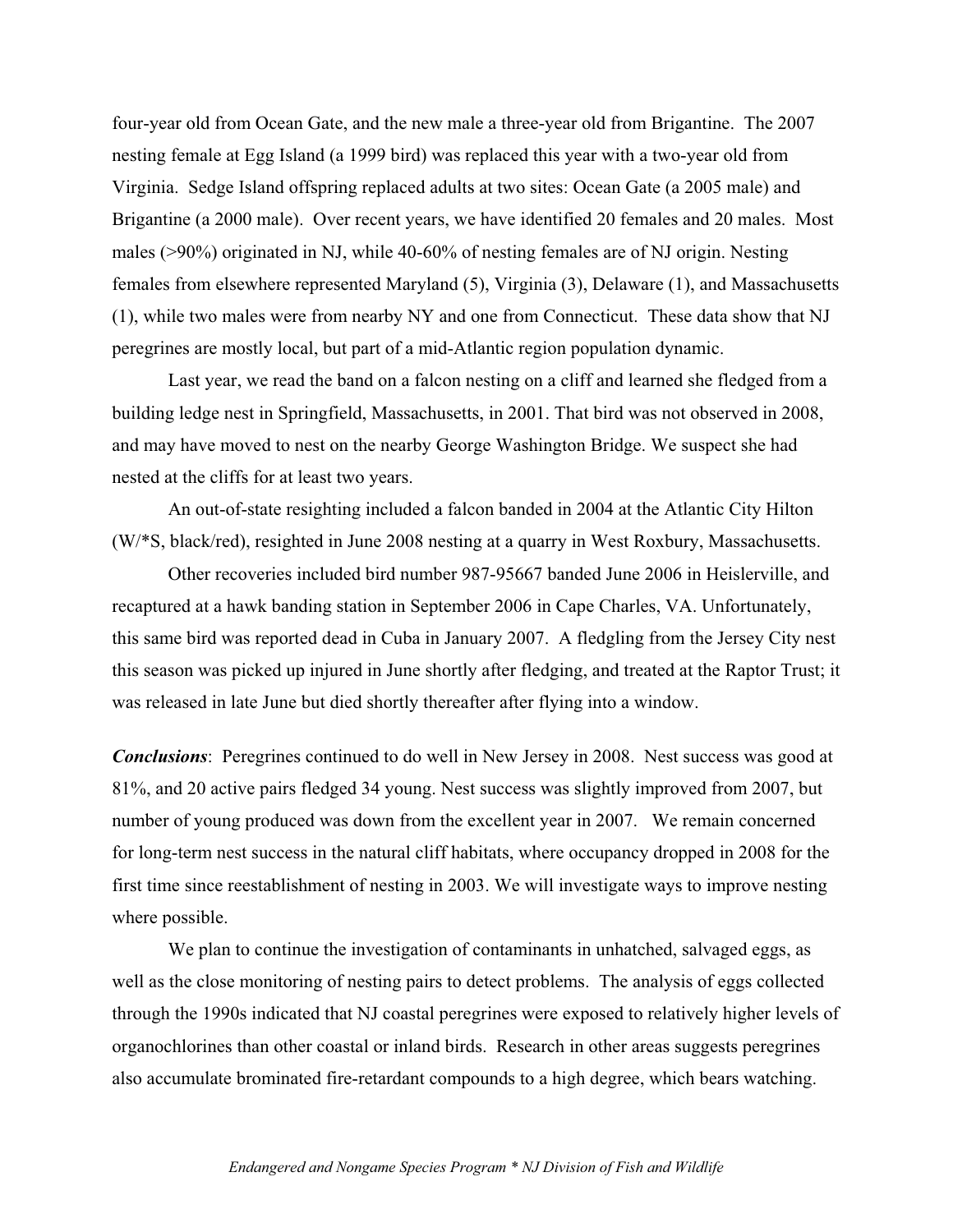four-year old from Ocean Gate, and the new male a three-year old from Brigantine. The 2007 nesting female at Egg Island (a 1999 bird) was replaced this year with a two-year old from Virginia. Sedge Island offspring replaced adults at two sites: Ocean Gate (a 2005 male) and Brigantine (a 2000 male). Over recent years, we have identified 20 females and 20 males. Most males (>90%) originated in NJ, while 40-60% of nesting females are of NJ origin. Nesting females from elsewhere represented Maryland (5), Virginia (3), Delaware (1), and Massachusetts (1), while two males were from nearby NY and one from Connecticut. These data show that NJ peregrines are mostly local, but part of a mid-Atlantic region population dynamic.

Last year, we read the band on a falcon nesting on a cliff and learned she fledged from a building ledge nest in Springfield, Massachusetts, in 2001. That bird was not observed in 2008, and may have moved to nest on the nearby George Washington Bridge. We suspect she had nested at the cliffs for at least two years.

An out-of-state resighting included a falcon banded in 2004 at the Atlantic City Hilton (W/*S, black/red), resighted in June 2008 nesting at a quarry in West Roxbury, Massachusetts.

Other recoveries included bird number 987-95667 banded June 2006 in Heislerville, and recaptured at a hawk banding station in September 2006 in Cape Charles, VA. Unfortunately, this same bird was reported dead in Cuba in January 2007. A fledgling from the Jersey City nest this season was picked up injured in June shortly after fledging, and treated at the Raptor Trust; it was released in late June but died shortly thereafter after flying into a window.

***Conclusions***: Peregrines continued to do well in New Jersey in 2008. Nest success was good at 81%, and 20 active pairs fledged 34 young. Nest success was slightly improved from 2007, but number of young produced was down from the excellent year in 2007. We remain concerned for long-term nest success in the natural cliff habitats, where occupancy dropped in 2008 for the first time since reestablishment of nesting in 2003. We will investigate ways to improve nesting where possible.

We plan to continue the investigation of contaminants in unhatched, salvaged eggs, as well as the close monitoring of nesting pairs to detect problems. The analysis of eggs collected through the 1990s indicated that NJ coastal peregrines were exposed to relatively higher levels of organochlorines than other coastal or inland birds. Research in other areas suggests peregrines also accumulate brominated fire-retardant compounds to a high degree, which bears watching.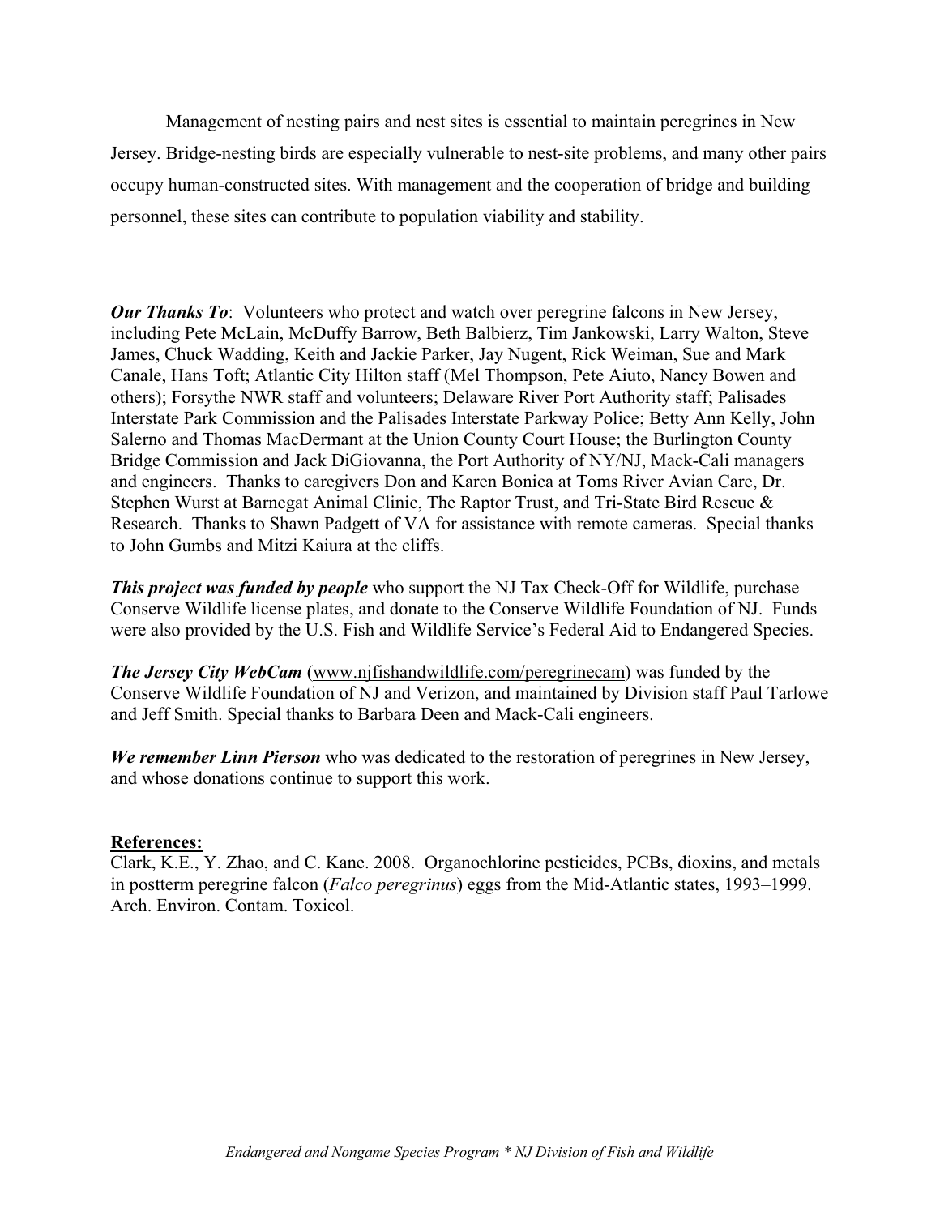Management of nesting pairs and nest sites is essential to maintain peregrines in New Jersey. Bridge-nesting birds are especially vulnerable to nest-site problems, and many other pairs occupy human-constructed sites. With management and the cooperation of bridge and building personnel, these sites can contribute to population viability and stability.

***Our Thanks To***: Volunteers who protect and watch over peregrine falcons in New Jersey, including Pete McLain, McDuffy Barrow, Beth Balbierz, Tim Jankowski, Larry Walton, Steve James, Chuck Wadding, Keith and Jackie Parker, Jay Nugent, Rick Weiman, Sue and Mark Canale, Hans Toft; Atlantic City Hilton staff (Mel Thompson, Pete Aiuto, Nancy Bowen and others); Forsythe NWR staff and volunteers; Delaware River Port Authority staff; Palisades Interstate Park Commission and the Palisades Interstate Parkway Police; Betty Ann Kelly, John Salerno and Thomas MacDermant at the Union County Court House; the Burlington County Bridge Commission and Jack DiGiovanna, the Port Authority of NY/NJ, Mack-Cali managers and engineers. Thanks to caregivers Don and Karen Bonica at Toms River Avian Care, Dr. Stephen Wurst at Barnegat Animal Clinic, The Raptor Trust, and Tri-State Bird Rescue & Research. Thanks to Shawn Padgett of VA for assistance with remote cameras. Special thanks to John Gumbs and Mitzi Kaiura at the cliffs.

***This project was funded by people*** who support the NJ Tax Check-Off for Wildlife, purchase Conserve Wildlife license plates, and donate to the Conserve Wildlife Foundation of NJ. Funds were also provided by the U.S. Fish and Wildlife Service's Federal Aid to Endangered Species.

***The Jersey City WebCam*** (www.njfishandwildlife.com/peregrinecam) was funded by the Conserve Wildlife Foundation of NJ and Verizon, and maintained by Division staff Paul Tarlowe and Jeff Smith. Special thanks to Barbara Deen and Mack-Cali engineers.

***We remember Linn Pierson*** who was dedicated to the restoration of peregrines in New Jersey, and whose donations continue to support this work.

**References:**

Clark, K.E., Y. Zhao, and C. Kane. 2008. Organochlorine pesticides, PCBs, dioxins, and metals in postterm peregrine falcon (*Falco peregrinus*) eggs from the Mid-Atlantic states, 1993–1999. Arch. Environ. Contam. Toxicol.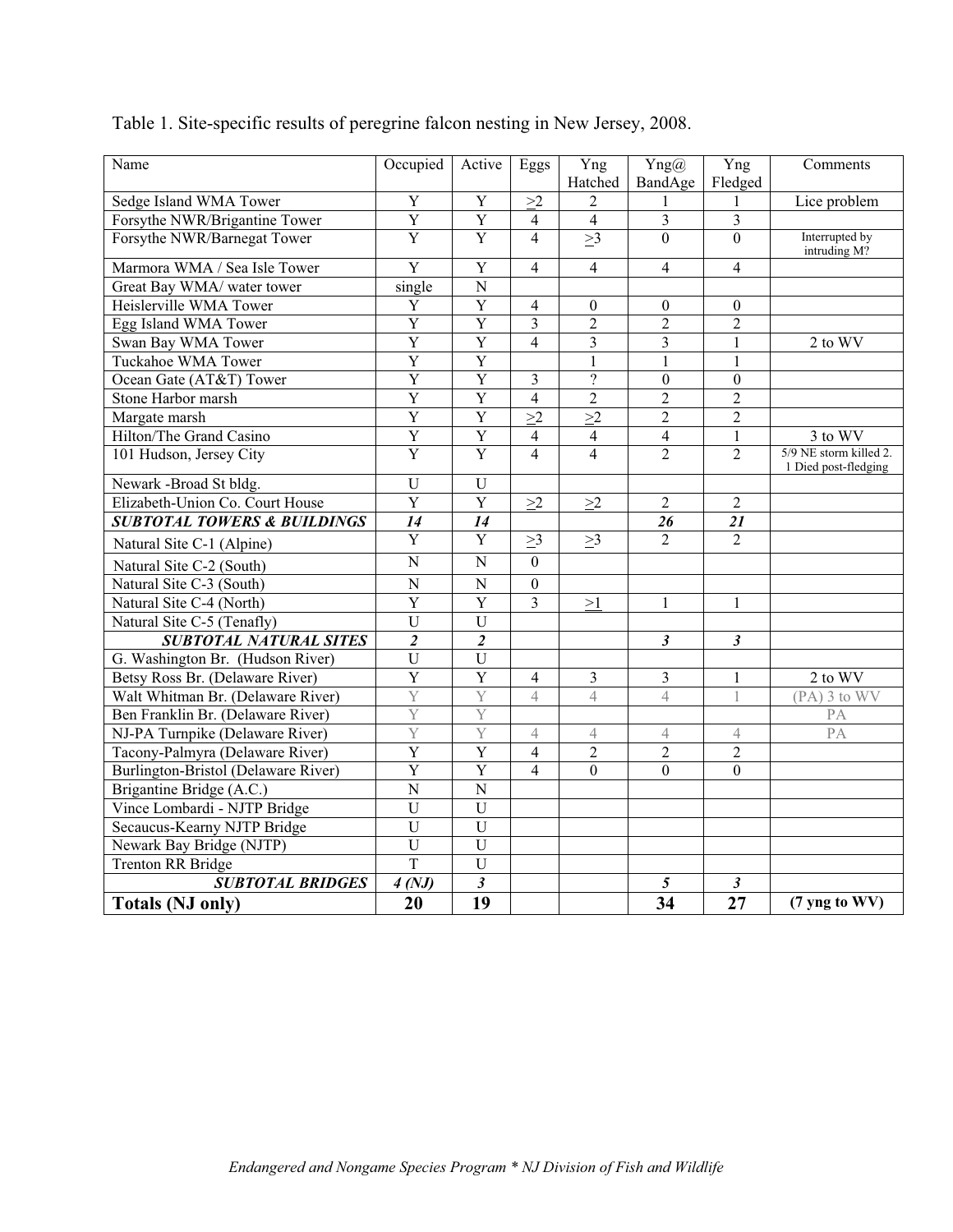Table 1. Site-specific results of peregrine falcon nesting in New Jersey, 2008.

| Name | Occupied | Active | Eggs | Yng Hatched | Yng@ BandAge | Yng Fledged | Comments |
|---|---|---|---|---|---|---|---|
| Sedge Island WMA Tower | Y | Y | >2 | 2 | 1 | 1 | Lice problem |
| Forsythe NWR/Brigantine Tower | Y | Y | 4 | 4 | 3 | 3 | |
| Forsythe NWR/Barnegat Tower | Y | Y | 4 | >3 | 0 | 0 | Interrupted by intruding M? |
| Marmora WMA / Sea Isle Tower | Y | Y | 4 | 4 | 4 | 4 | |
| Great Bay WMA/ water tower | single | N | | | | | |
| Heislerville WMA Tower | Y | Y | 4 | 0 | 0 | 0 | |
| Egg Island WMA Tower | Y | Y | 3 | 2 | 2 | 2 | |
| Swan Bay WMA Tower | Y | Y | 4 | 3 | 3 | 1 | 2 to WV |
| Tuckahoe WMA Tower | Y | Y | | 1 | 1 | 1 | |
| Ocean Gate (AT&T) Tower | Y | Y | 3 | ? | 0 | 0 | |
| Stone Harbor marsh | Y | Y | 4 | 2 | 2 | 2 | |
| Margate marsh | Y | Y | >2 | >2 | 2 | 2 | |
| Hilton/The Grand Casino | Y | Y | 4 | 4 | 4 | 1 | 3 to WV |
| 101 Hudson, Jersey City | Y | Y | 4 | 4 | 2 | 2 | 5/9 NE storm killed 2. 1 Died post-fledging |
| Newark -Broad St bldg. | U | U | | | | | |
| Elizabeth-Union Co. Court House | Y | Y | >2 | >2 | 2 | 2 | |
| ***SUBTOTAL TOWERS & BUILDINGS*** | ***14*** | ***14*** | | | ***26*** | ***21*** | |
| Natural Site C-1 (Alpine) | Y | Y | >3 | >3 | 2 | 2 | |
| Natural Site C-2 (South) | N | N | 0 | | | | |
| Natural Site C-3 (South) | N | N | 0 | | | | |
| Natural Site C-4 (North) | Y | Y | 3 | >1 | 1 | 1 | |
| Natural Site C-5 (Tenafly) | U | U | | | | | |
| ***SUBTOTAL NATURAL SITES*** | ***2*** | ***2*** | | | ***3*** | ***3*** | |
| G. Washington Br. (Hudson River) | U | U | | | | | |
| Betsy Ross Br. (Delaware River) | Y | Y | 4 | 3 | 3 | 1 | 2 to WV |
| Walt Whitman Br. (Delaware River) | Y | Y | 4 | 4 | 4 | 1 | (PA) 3 to WV |
| Ben Franklin Br. (Delaware River) | Y | Y | | | | | PA |
| NJ-PA Turnpike (Delaware River) | Y | Y | 4 | 4 | 4 | 4 | PA |
| Tacony-Palmyra (Delaware River) | Y | Y | 4 | 2 | 2 | 2 | |
| Burlington-Bristol (Delaware River) | Y | Y | 4 | 0 | 0 | 0 | |
| Brigantine Bridge (A.C.) | N | N | | | | | |
| Vince Lombardi - NJTP Bridge | U | U | | | | | |
| Secaucus-Kearny NJTP Bridge | U | U | | | | | |
| Newark Bay Bridge (NJTP) | U | U | | | | | |
| Trenton RR Bridge | T | U | | | | | |
| ***SUBTOTAL BRIDGES*** | ***4 (NJ)*** | ***3*** | | | ***5*** | ***3*** | |
| **Totals (NJ only)** | **20** | **19** | | | **34** | **27** | **(7 yng to WV)** |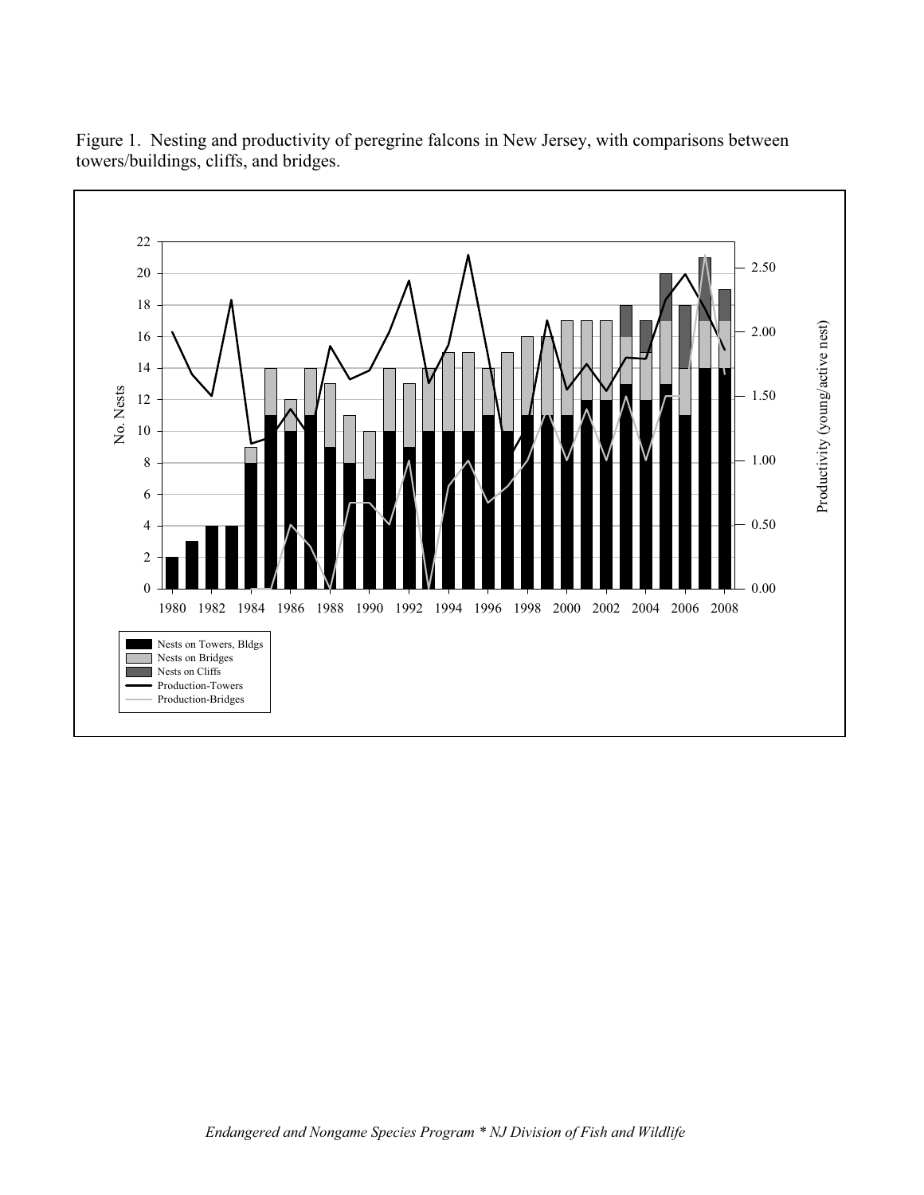Figure 1. Nesting and productivity of peregrine falcons in New Jersey, with comparisons between towers/buildings, cliffs, and bridges.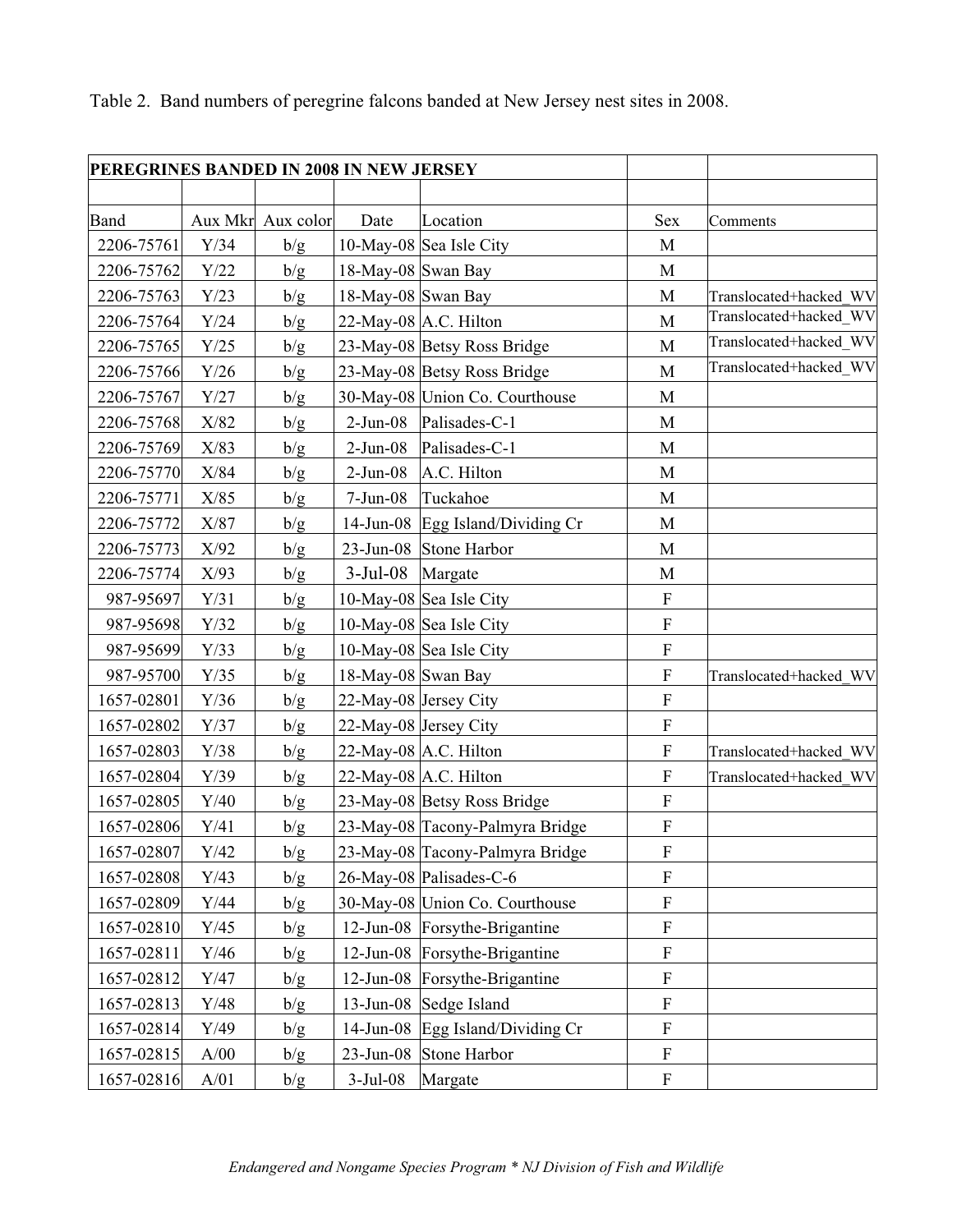Table 2. Band numbers of peregrine falcons banded at New Jersey nest sites in 2008.

| PEREGRINES BANDED IN 2008 IN NEW JERSEY | | | | | | |
|---|---|---|---|---|---|---|
| | | | | | | |
| Band | Aux Mkr | Aux color | Date | Location | Sex | Comments |
| 2206-75761 | Y/34 | b/g | 10-May-08 | Sea Isle City | M | |
| 2206-75762 | Y/22 | b/g | 18-May-08 | Swan Bay | M | |
| 2206-75763 | Y/23 | b/g | 18-May-08 | Swan Bay | M | Translocated+hacked_WV |
| 2206-75764 | Y/24 | b/g | 22-May-08 | A.C. Hilton | M | Translocated+hacked_WV |
| 2206-75765 | Y/25 | b/g | 23-May-08 | Betsy Ross Bridge | M | Translocated+hacked_WV |
| 2206-75766 | Y/26 | b/g | 23-May-08 | Betsy Ross Bridge | M | Translocated+hacked_WV |
| 2206-75767 | Y/27 | b/g | 30-May-08 | Union Co. Courthouse | M | |
| 2206-75768 | X/82 | b/g | 2-Jun-08 | Palisades-C-1 | M | |
| 2206-75769 | X/83 | b/g | 2-Jun-08 | Palisades-C-1 | M | |
| 2206-75770 | X/84 | b/g | 2-Jun-08 | A.C. Hilton | M | |
| 2206-75771 | X/85 | b/g | 7-Jun-08 | Tuckahoe | M | |
| 2206-75772 | X/87 | b/g | 14-Jun-08 | Egg Island/Dividing Cr | M | |
| 2206-75773 | X/92 | b/g | 23-Jun-08 | Stone Harbor | M | |
| 2206-75774 | X/93 | b/g | 3-Jul-08 | Margate | M | |
| 987-95697 | Y/31 | b/g | 10-May-08 | Sea Isle City | F | |
| 987-95698 | Y/32 | b/g | 10-May-08 | Sea Isle City | F | |
| 987-95699 | Y/33 | b/g | 10-May-08 | Sea Isle City | F | |
| 987-95700 | Y/35 | b/g | 18-May-08 | Swan Bay | F | Translocated+hacked_WV |
| 1657-02801 | Y/36 | b/g | 22-May-08 | Jersey City | F | |
| 1657-02802 | Y/37 | b/g | 22-May-08 | Jersey City | F | |
| 1657-02803 | Y/38 | b/g | 22-May-08 | A.C. Hilton | F | Translocated+hacked_WV |
| 1657-02804 | Y/39 | b/g | 22-May-08 | A.C. Hilton | F | Translocated+hacked_WV |
| 1657-02805 | Y/40 | b/g | 23-May-08 | Betsy Ross Bridge | F | |
| 1657-02806 | Y/41 | b/g | 23-May-08 | Tacony-Palmyra Bridge | F | |
| 1657-02807 | Y/42 | b/g | 23-May-08 | Tacony-Palmyra Bridge | F | |
| 1657-02808 | Y/43 | b/g | 26-May-08 | Palisades-C-6 | F | |
| 1657-02809 | Y/44 | b/g | 30-May-08 | Union Co. Courthouse | F | |
| 1657-02810 | Y/45 | b/g | 12-Jun-08 | Forsythe-Brigantine | F | |
| 1657-02811 | Y/46 | b/g | 12-Jun-08 | Forsythe-Brigantine | F | |
| 1657-02812 | Y/47 | b/g | 12-Jun-08 | Forsythe-Brigantine | F | |
| 1657-02813 | Y/48 | b/g | 13-Jun-08 | Sedge Island | F | |
| 1657-02814 | Y/49 | b/g | 14-Jun-08 | Egg Island/Dividing Cr | F | |
| 1657-02815 | A/00 | b/g | 23-Jun-08 | Stone Harbor | F | |
| 1657-02816 | A/01 | b/g | 3-Jul-08 | Margate | F | |